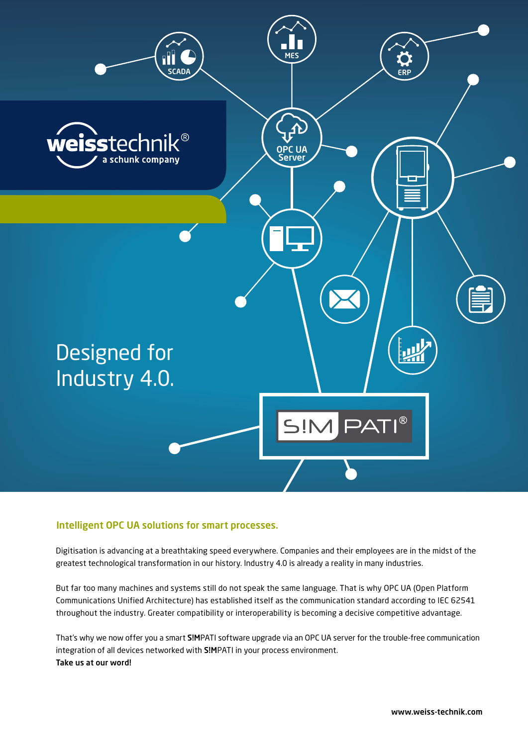weisstechnik®
a schunk company

# Designed for Industry 4.0.

## Intelligent OPC UA solutions for smart processes.

Digitisation is advancing at a breathtaking speed everywhere. Companies and their employees are in the midst of the greatest technological transformation in our history. Industry 4.0 is already a reality in many industries.

But far too many machines and systems still do not speak the same language. That is why OPC UA (Open Platform Communications Unified Architecture) has established itself as the communication standard according to IEC 62541 throughout the industry. Greater compatibility or interoperability is becoming a decisive competitive advantage.

That's why we now offer you a smart **S!M**PATI software upgrade via an OPC UA server for the trouble-free communication integration of all devices networked with **S!M**PATI in your process environment.

**Take us at our word!**

www.weiss-technik.com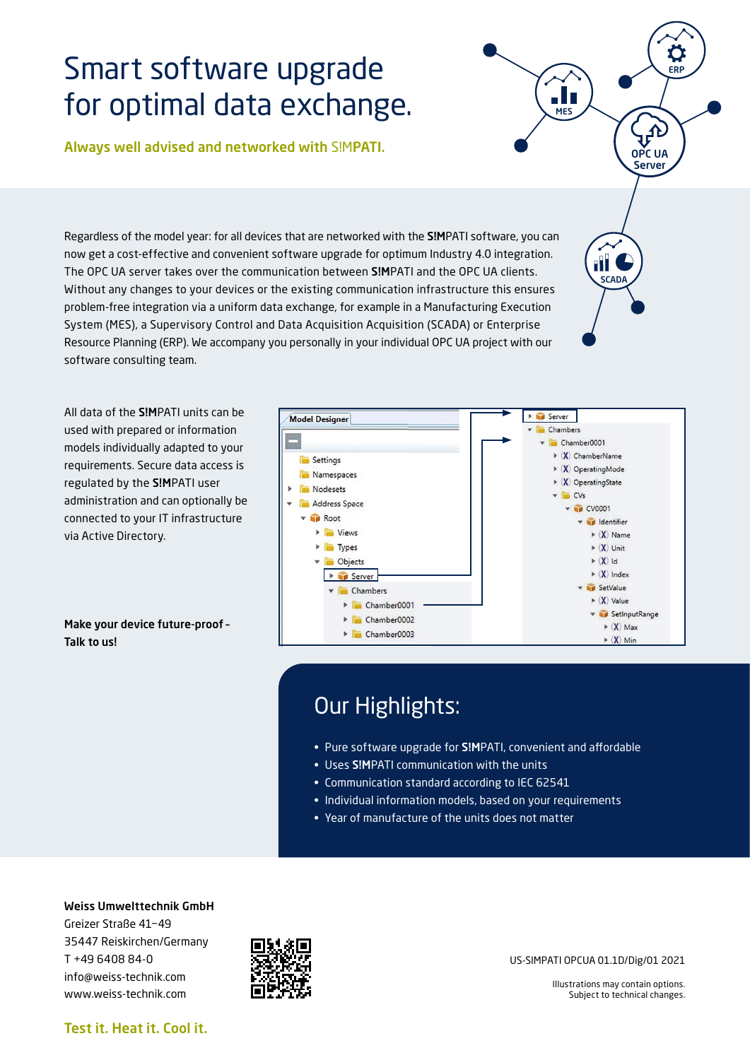# Smart software upgrade for optimal data exchange.

**Always well advised and networked with S!MPATI.**

MES

ERP

OPC UA Server

SCADA

Regardless of the model year: for all devices that are networked with the **S!M**PATI software, you can now get a cost-effective and convenient software upgrade for optimum Industry 4.0 integration. The OPC UA server takes over the communication between **S!M**PATI and the OPC UA clients. Without any changes to your devices or the existing communication infrastructure this ensures problem-free integration via a uniform data exchange, for example in a Manufacturing Execution System (MES), a Supervisory Control and Data Acquisition Acquisition (SCADA) or Enterprise Resource Planning (ERP). We accompany you personally in your individual OPC UA project with our software consulting team.

All data of the **S!M**PATI units can be used with prepared or information models individually adapted to your requirements. Secure data access is regulated by the **S!M**PATI user administration and can optionally be connected to your IT infrastructure via Active Directory.

**Make your device future-proof – Talk to us!**

Model Designer
Settings
Namespaces
Nodesets
Address Space
Root
Views
Types
Objects
Server
Chambers
Chamber0001
Chamber0002
Chamber0003

Server
Chambers
Chamber0001
ChamberName
OperatingMode
OperatingState
CVs
CV0001
Identifier
Name
Unit
Id
Index
SetValue
Value
SetInputRange
Max
Min

## Our Highlights:

- Pure software upgrade for **S!M**PATI, convenient and affordable
- Uses **S!M**PATI communication with the units
- Communication standard according to IEC 62541
- Individual information models, based on your requirements
- Year of manufacture of the units does not matter

**Weiss Umwelttechnik GmbH**
Greizer Straße 41–49
35447 Reiskirchen/Germany
T +49 6408 84-0
info@weiss-technik.com
www.weiss-technik.com

US-SIMPATI OPCUA 01.1D/Dig/01 2021

Illustrations may contain options.
Subject to technical changes.

**Test it. Heat it. Cool it.**